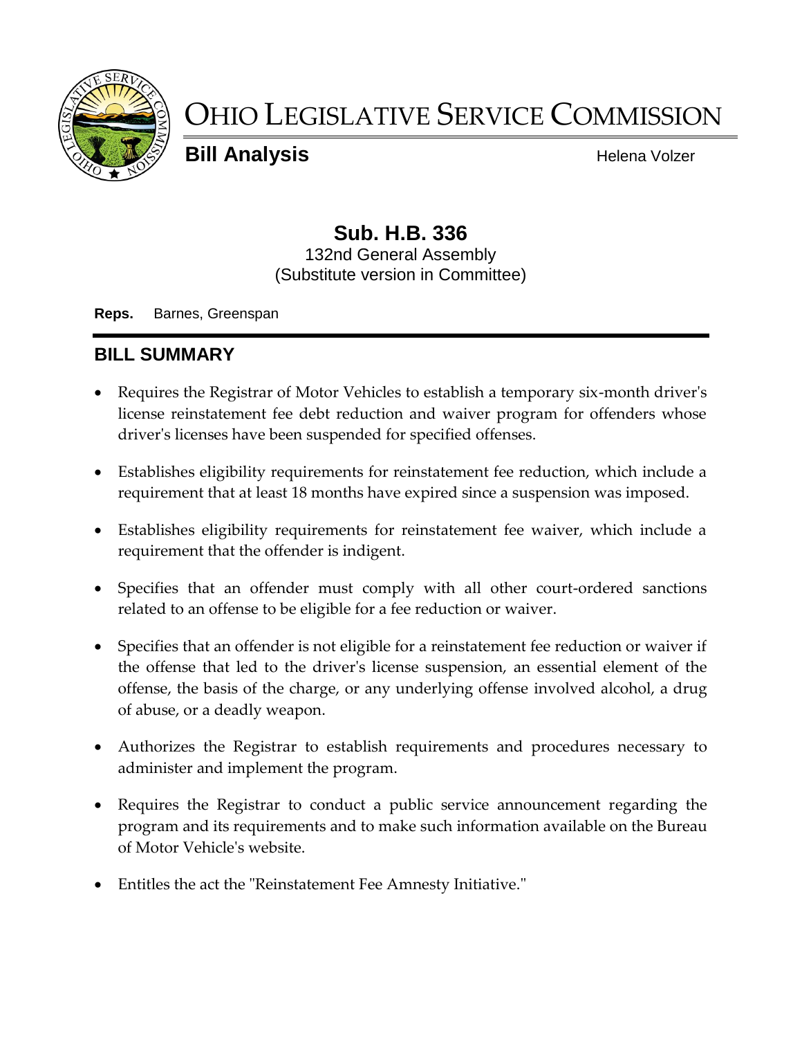# OHIO LEGISLATIVE SERVICE COMMISSION

**Bill Analysis** Helena Volzer

## Sub. H.B. 336

132nd General Assembly
(Substitute version in Committee)

**Reps.** Barnes, Greenspan

## BILL SUMMARY

- Requires the Registrar of Motor Vehicles to establish a temporary six-month driver's license reinstatement fee debt reduction and waiver program for offenders whose driver's licenses have been suspended for specified offenses.
- Establishes eligibility requirements for reinstatement fee reduction, which include a requirement that at least 18 months have expired since a suspension was imposed.
- Establishes eligibility requirements for reinstatement fee waiver, which include a requirement that the offender is indigent.
- Specifies that an offender must comply with all other court-ordered sanctions related to an offense to be eligible for a fee reduction or waiver.
- Specifies that an offender is not eligible for a reinstatement fee reduction or waiver if the offense that led to the driver's license suspension, an essential element of the offense, the basis of the charge, or any underlying offense involved alcohol, a drug of abuse, or a deadly weapon.
- Authorizes the Registrar to establish requirements and procedures necessary to administer and implement the program.
- Requires the Registrar to conduct a public service announcement regarding the program and its requirements and to make such information available on the Bureau of Motor Vehicle's website.
- Entitles the act the "Reinstatement Fee Amnesty Initiative."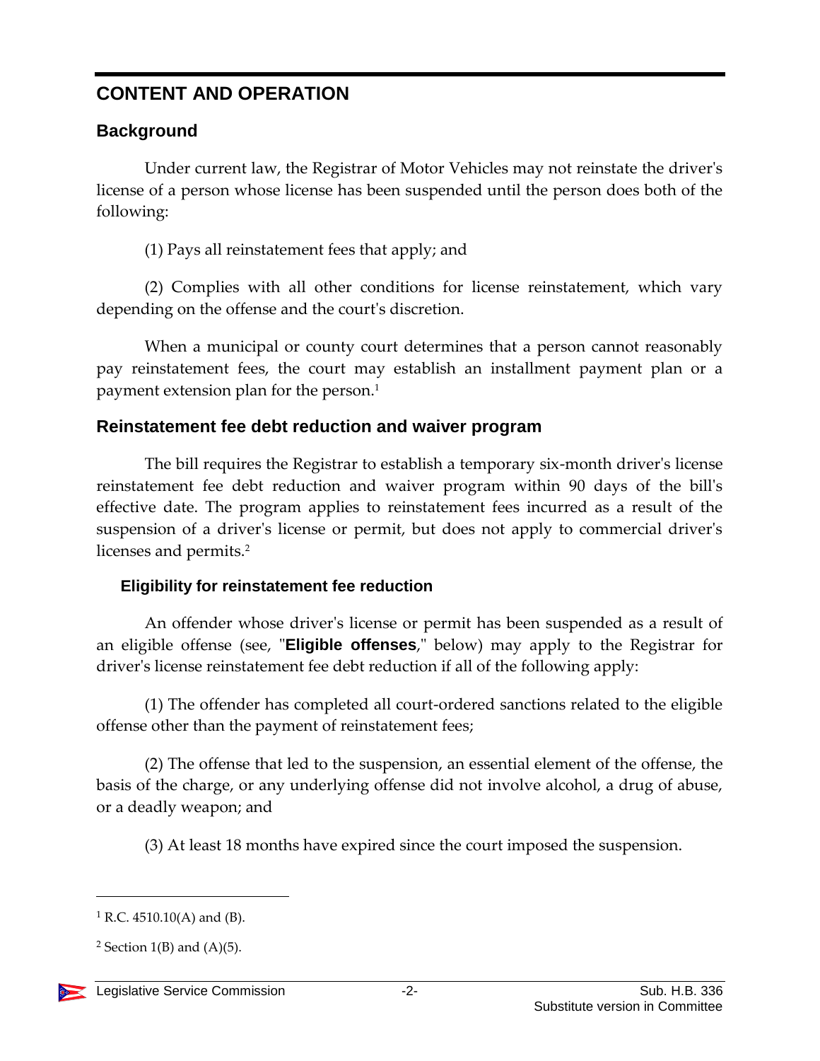## CONTENT AND OPERATION

### Background

Under current law, the Registrar of Motor Vehicles may not reinstate the driver's license of a person whose license has been suspended until the person does both of the following:

(1) Pays all reinstatement fees that apply; and

(2) Complies with all other conditions for license reinstatement, which vary depending on the offense and the court's discretion.

When a municipal or county court determines that a person cannot reasonably pay reinstatement fees, the court may establish an installment payment plan or a payment extension plan for the person.[1]

### Reinstatement fee debt reduction and waiver program

The bill requires the Registrar to establish a temporary six-month driver's license reinstatement fee debt reduction and waiver program within 90 days of the bill's effective date. The program applies to reinstatement fees incurred as a result of the suspension of a driver's license or permit, but does not apply to commercial driver's licenses and permits.[2]

#### Eligibility for reinstatement fee reduction

An offender whose driver's license or permit has been suspended as a result of an eligible offense (see, "**Eligible offenses**," below) may apply to the Registrar for driver's license reinstatement fee debt reduction if all of the following apply:

(1) The offender has completed all court-ordered sanctions related to the eligible offense other than the payment of reinstatement fees;

(2) The offense that led to the suspension, an essential element of the offense, the basis of the charge, or any underlying offense did not involve alcohol, a drug of abuse, or a deadly weapon; and

(3) At least 18 months have expired since the court imposed the suspension.

---

[1] R.C. 4510.10(A) and (B).

[2] Section 1(B) and (A)(5).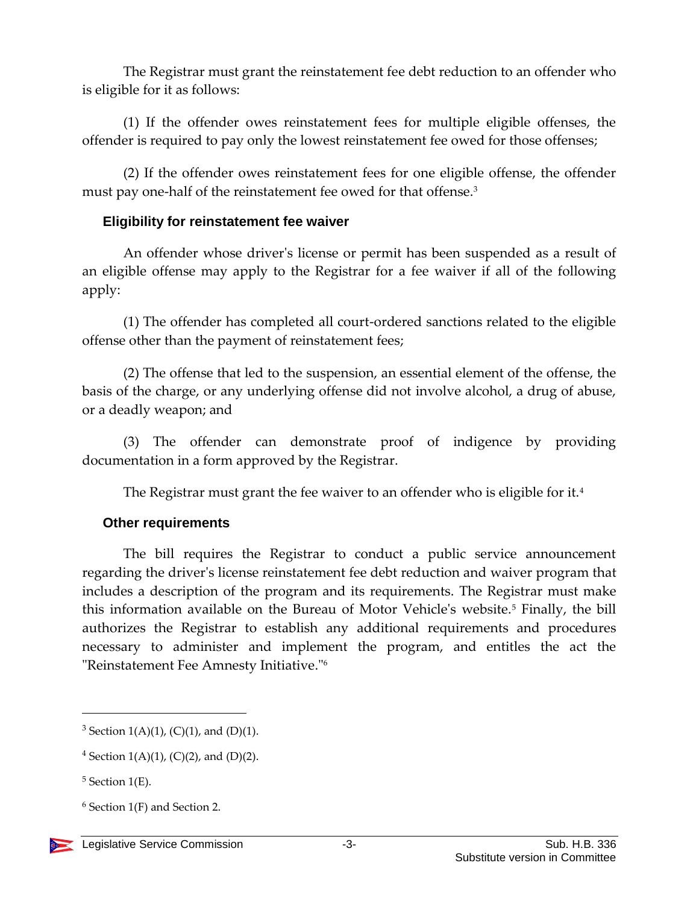The Registrar must grant the reinstatement fee debt reduction to an offender who is eligible for it as follows:

(1) If the offender owes reinstatement fees for multiple eligible offenses, the offender is required to pay only the lowest reinstatement fee owed for those offenses;

(2) If the offender owes reinstatement fees for one eligible offense, the offender must pay one-half of the reinstatement fee owed for that offense.[3]

### Eligibility for reinstatement fee waiver

An offender whose driver's license or permit has been suspended as a result of an eligible offense may apply to the Registrar for a fee waiver if all of the following apply:

(1) The offender has completed all court-ordered sanctions related to the eligible offense other than the payment of reinstatement fees;

(2) The offense that led to the suspension, an essential element of the offense, the basis of the charge, or any underlying offense did not involve alcohol, a drug of abuse, or a deadly weapon; and

(3) The offender can demonstrate proof of indigence by providing documentation in a form approved by the Registrar.

The Registrar must grant the fee waiver to an offender who is eligible for it.[4]

### Other requirements

The bill requires the Registrar to conduct a public service announcement regarding the driver's license reinstatement fee debt reduction and waiver program that includes a description of the program and its requirements. The Registrar must make this information available on the Bureau of Motor Vehicle's website.[5] Finally, the bill authorizes the Registrar to establish any additional requirements and procedures necessary to administer and implement the program, and entitles the act the "Reinstatement Fee Amnesty Initiative."[6]

---

[3] Section 1(A)(1), (C)(1), and (D)(1).

[4] Section 1(A)(1), (C)(2), and (D)(2).

[5] Section 1(E).

[6] Section 1(F) and Section 2.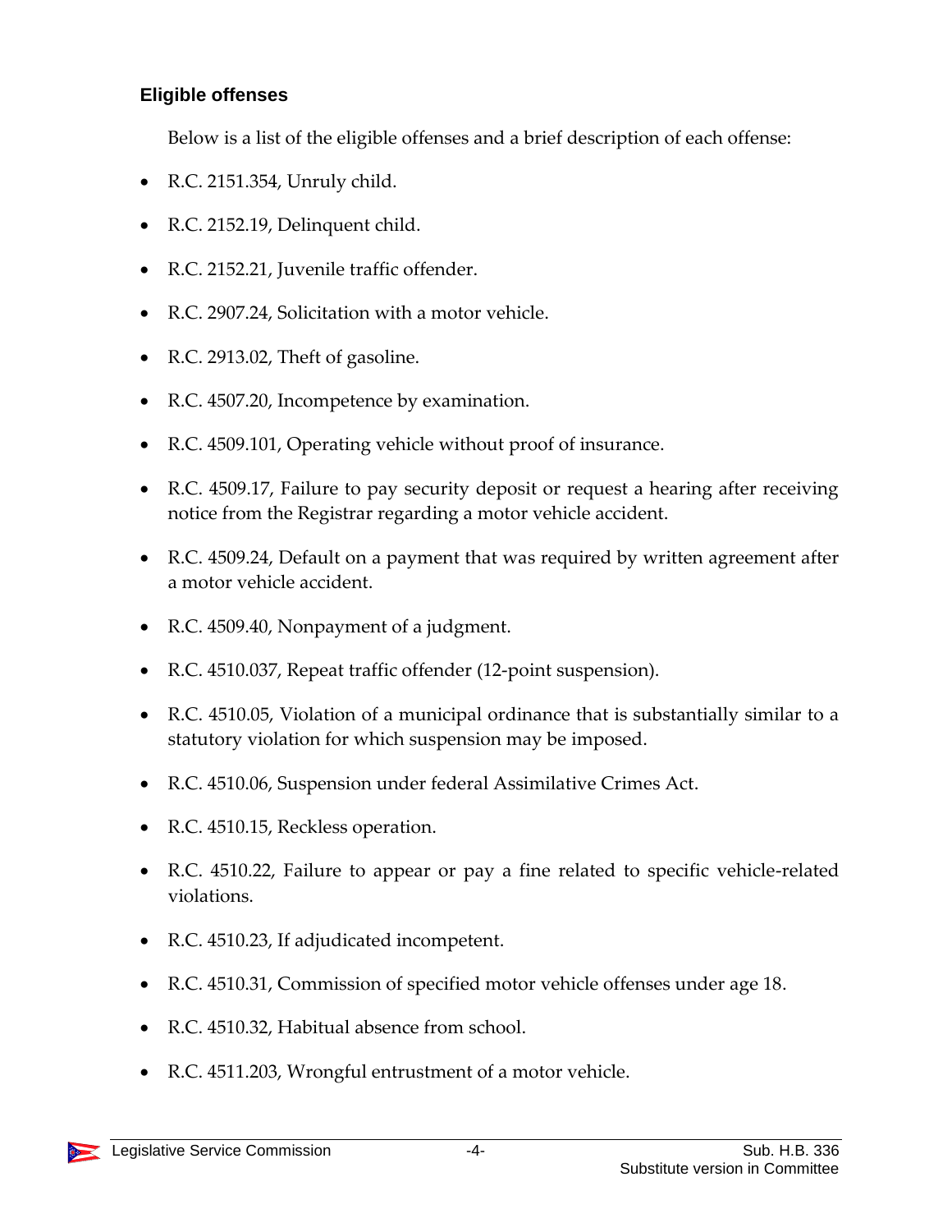### Eligible offenses

Below is a list of the eligible offenses and a brief description of each offense:

- R.C. 2151.354, Unruly child.
- R.C. 2152.19, Delinquent child.
- R.C. 2152.21, Juvenile traffic offender.
- R.C. 2907.24, Solicitation with a motor vehicle.
- R.C. 2913.02, Theft of gasoline.
- R.C. 4507.20, Incompetence by examination.
- R.C. 4509.101, Operating vehicle without proof of insurance.
- R.C. 4509.17, Failure to pay security deposit or request a hearing after receiving notice from the Registrar regarding a motor vehicle accident.
- R.C. 4509.24, Default on a payment that was required by written agreement after a motor vehicle accident.
- R.C. 4509.40, Nonpayment of a judgment.
- R.C. 4510.037, Repeat traffic offender (12-point suspension).
- R.C. 4510.05, Violation of a municipal ordinance that is substantially similar to a statutory violation for which suspension may be imposed.
- R.C. 4510.06, Suspension under federal Assimilative Crimes Act.
- R.C. 4510.15, Reckless operation.
- R.C. 4510.22, Failure to appear or pay a fine related to specific vehicle-related violations.
- R.C. 4510.23, If adjudicated incompetent.
- R.C. 4510.31, Commission of specified motor vehicle offenses under age 18.
- R.C. 4510.32, Habitual absence from school.
- R.C. 4511.203, Wrongful entrustment of a motor vehicle.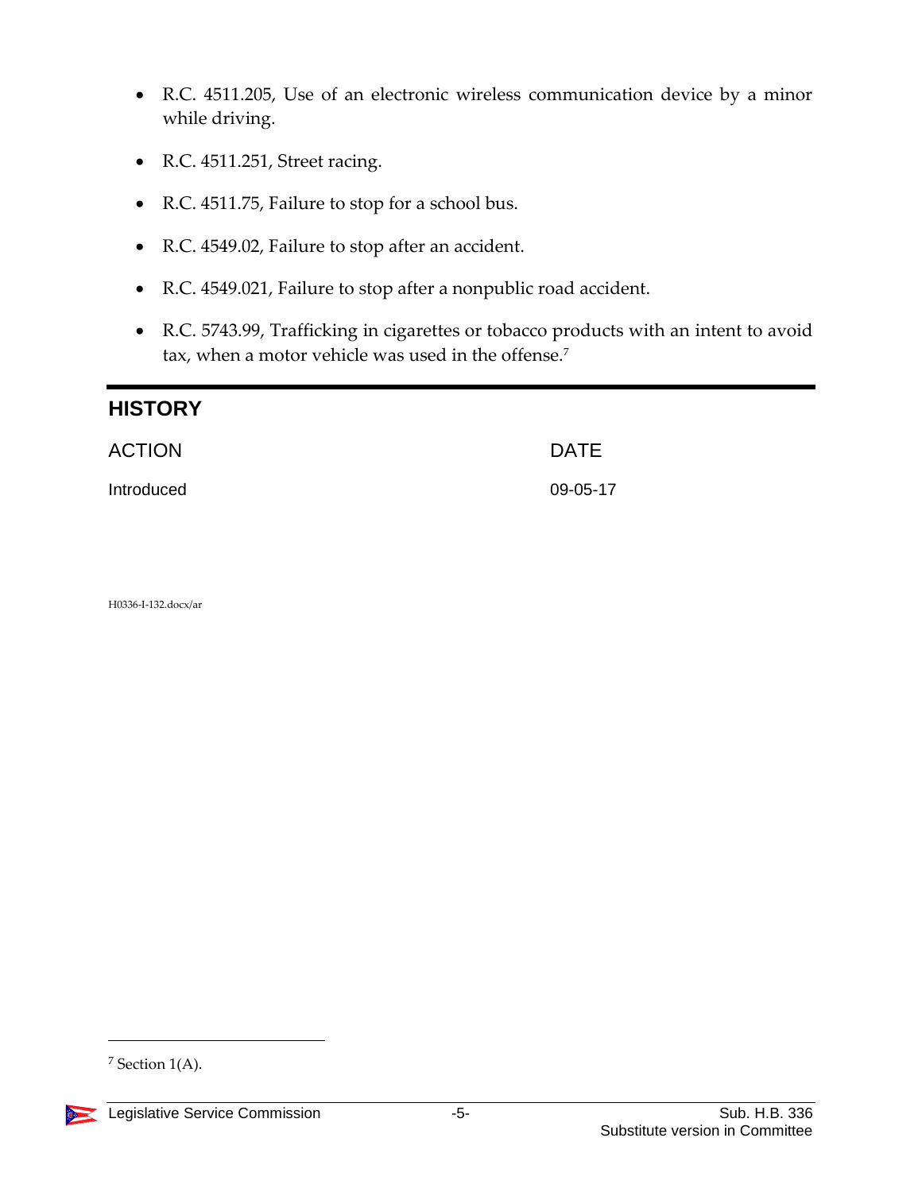- R.C. 4511.205, Use of an electronic wireless communication device by a minor while driving.
- R.C. 4511.251, Street racing.
- R.C. 4511.75, Failure to stop for a school bus.
- R.C. 4549.02, Failure to stop after an accident.
- R.C. 4549.021, Failure to stop after a nonpublic road accident.
- R.C. 5743.99, Trafficking in cigarettes or tobacco products with an intent to avoid tax, when a motor vehicle was used in the offense.[7]

## HISTORY

| ACTION | DATE |
|---|---|
| Introduced | 09-05-17 |

H0336-I-132.docx/ar

[7] Section 1(A).